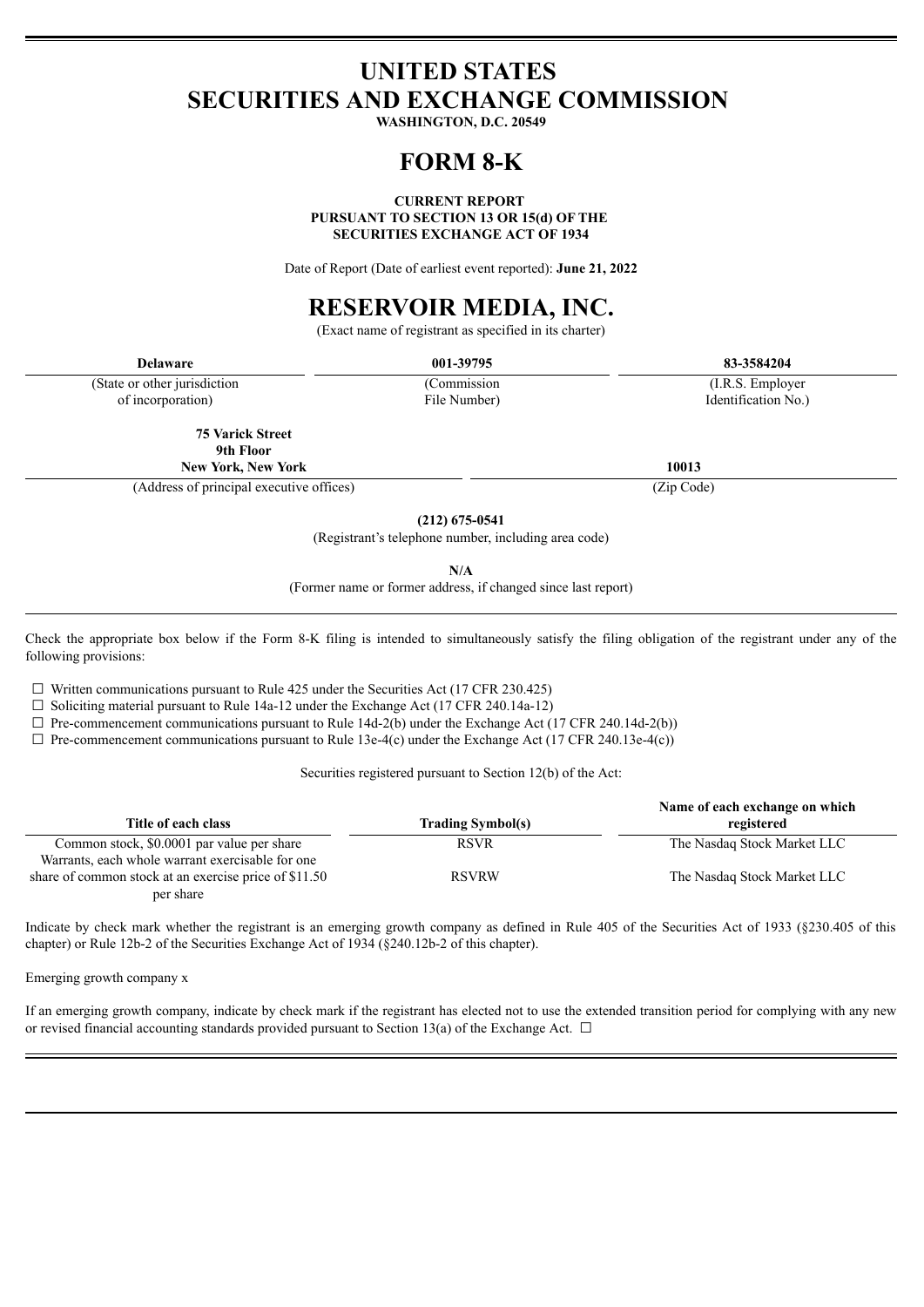# UNITED STATES
# SECURITIES AND EXCHANGE COMMISSION

**WASHINGTON, D.C. 20549**

# FORM 8-K

**CURRENT REPORT**
**PURSUANT TO SECTION 13 OR 15(d) OF THE**
**SECURITIES EXCHANGE ACT OF 1934**

Date of Report (Date of earliest event reported): **June 21, 2022**

# RESERVOIR MEDIA, INC.

(Exact name of registrant as specified in its charter)

| **Delaware** | **001-39795** | **83-3584204** |
|---|---|---|
| (State or other jurisdiction of incorporation) | (Commission File Number) | (I.R.S. Employer Identification No.) |

| **75 Varick Street 9th Floor New York, New York** | **10013** |
|---|---|
| (Address of principal executive offices) | (Zip Code) |

**(212) 675-0541**
(Registrant's telephone number, including area code)

**N/A**
(Former name or former address, if changed since last report)

Check the appropriate box below if the Form 8-K filing is intended to simultaneously satisfy the filing obligation of the registrant under any of the following provisions:

☐ Written communications pursuant to Rule 425 under the Securities Act (17 CFR 230.425)
☐ Soliciting material pursuant to Rule 14a-12 under the Exchange Act (17 CFR 240.14a-12)
☐ Pre-commencement communications pursuant to Rule 14d-2(b) under the Exchange Act (17 CFR 240.14d-2(b))
☐ Pre-commencement communications pursuant to Rule 13e-4(c) under the Exchange Act (17 CFR 240.13e-4(c))

Securities registered pursuant to Section 12(b) of the Act:

| Title of each class | Trading Symbol(s) | Name of each exchange on which registered |
|---|---|---|
| Common stock, $0.0001 par value per share | RSVR | The Nasdaq Stock Market LLC |
| Warrants, each whole warrant exercisable for one share of common stock at an exercise price of $11.50 per share | RSVRW | The Nasdaq Stock Market LLC |

Indicate by check mark whether the registrant is an emerging growth company as defined in Rule 405 of the Securities Act of 1933 (§230.405 of this chapter) or Rule 12b-2 of the Securities Exchange Act of 1934 (§240.12b-2 of this chapter).

Emerging growth company x

If an emerging growth company, indicate by check mark if the registrant has elected not to use the extended transition period for complying with any new or revised financial accounting standards provided pursuant to Section 13(a) of the Exchange Act. ☐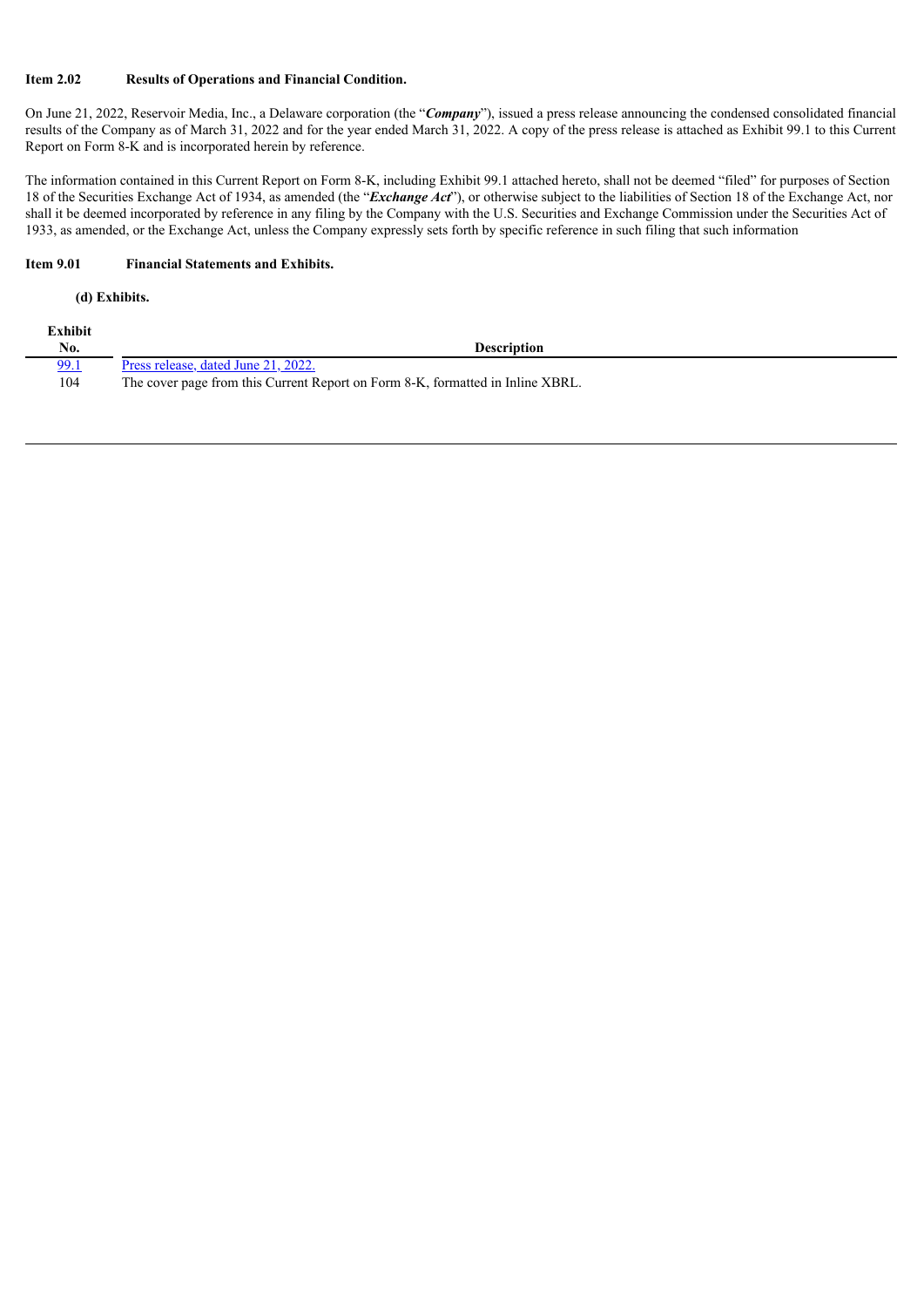**Item 2.02 Results of Operations and Financial Condition.**

On June 21, 2022, Reservoir Media, Inc., a Delaware corporation (the "***Company***"), issued a press release announcing the condensed consolidated financial results of the Company as of March 31, 2022 and for the year ended March 31, 2022. A copy of the press release is attached as Exhibit 99.1 to this Current Report on Form 8-K and is incorporated herein by reference.

The information contained in this Current Report on Form 8-K, including Exhibit 99.1 attached hereto, shall not be deemed "filed" for purposes of Section 18 of the Securities Exchange Act of 1934, as amended (the "***Exchange Act***"), or otherwise subject to the liabilities of Section 18 of the Exchange Act, nor shall it be deemed incorporated by reference in any filing by the Company with the U.S. Securities and Exchange Commission under the Securities Act of 1933, as amended, or the Exchange Act, unless the Company expressly sets forth by specific reference in such filing that such information

**Item 9.01 Financial Statements and Exhibits.**

**(d) Exhibits.**

| Exhibit No. | Description |
|---|---|
| 99.1 | Press release, dated June 21, 2022. |
| 104 | The cover page from this Current Report on Form 8-K, formatted in Inline XBRL. |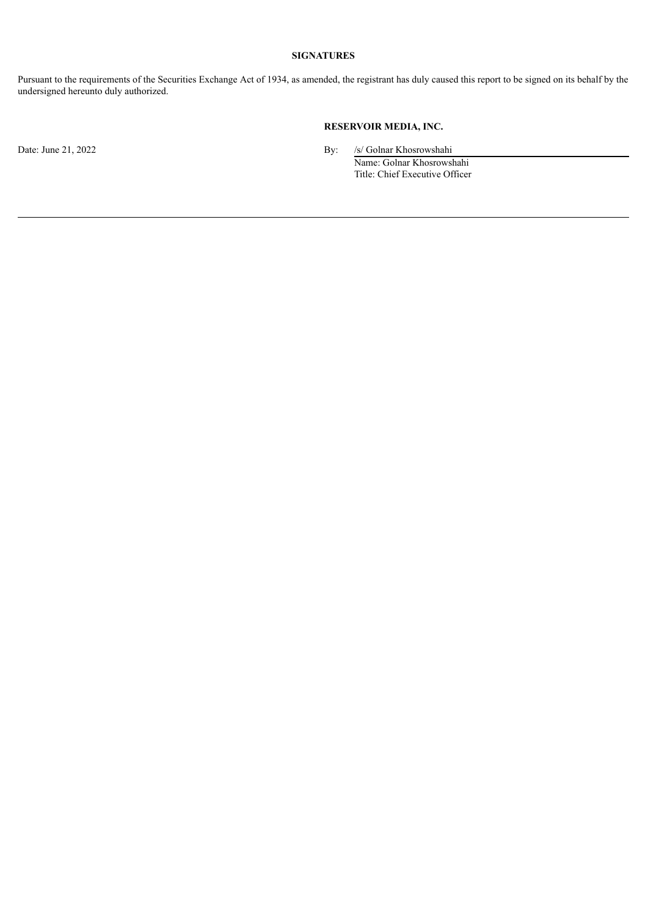## SIGNATURES

Pursuant to the requirements of the Securities Exchange Act of 1934, as amended, the registrant has duly caused this report to be signed on its behalf by the undersigned hereunto duly authorized.

**RESERVOIR MEDIA, INC.**

Date: June 21, 2022

By: /s/ Golnar Khosrowshahi
Name: Golnar Khosrowshahi
Title: Chief Executive Officer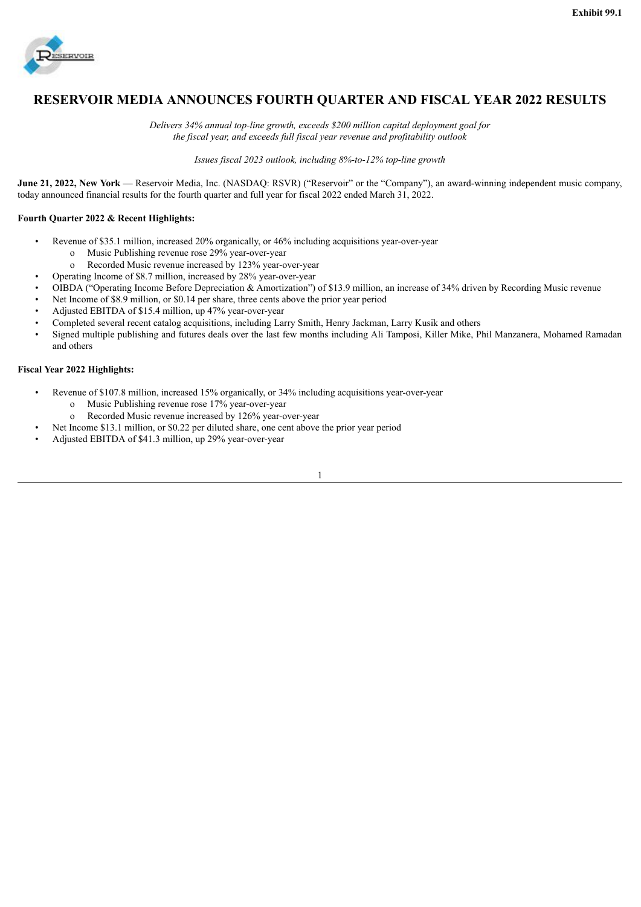Exhibit 99.1

# RESERVOIR MEDIA ANNOUNCES FOURTH QUARTER AND FISCAL YEAR 2022 RESULTS

*Delivers 34% annual top-line growth, exceeds $200 million capital deployment goal for the fiscal year, and exceeds full fiscal year revenue and profitability outlook*

*Issues fiscal 2023 outlook, including 8%-to-12% top-line growth*

**June 21, 2022, New York** — Reservoir Media, Inc. (NASDAQ: RSVR) ("Reservoir" or the "Company"), an award-winning independent music company, today announced financial results for the fourth quarter and full year for fiscal 2022 ended March 31, 2022.

**Fourth Quarter 2022 & Recent Highlights:**

- Revenue of $35.1 million, increased 20% organically, or 46% including acquisitions year-over-year
  - Music Publishing revenue rose 29% year-over-year
  - Recorded Music revenue increased by 123% year-over-year
- Operating Income of $8.7 million, increased by 28% year-over-year
- OIBDA ("Operating Income Before Depreciation & Amortization") of $13.9 million, an increase of 34% driven by Recording Music revenue
- Net Income of $8.9 million, or $0.14 per share, three cents above the prior year period
- Adjusted EBITDA of $15.4 million, up 47% year-over-year
- Completed several recent catalog acquisitions, including Larry Smith, Henry Jackman, Larry Kusik and others
- Signed multiple publishing and futures deals over the last few months including Ali Tamposi, Killer Mike, Phil Manzanera, Mohamed Ramadan and others

**Fiscal Year 2022 Highlights:**

- Revenue of $107.8 million, increased 15% organically, or 34% including acquisitions year-over-year
  - Music Publishing revenue rose 17% year-over-year
  - Recorded Music revenue increased by 126% year-over-year
- Net Income $13.1 million, or $0.22 per diluted share, one cent above the prior year period
- Adjusted EBITDA of $41.3 million, up 29% year-over-year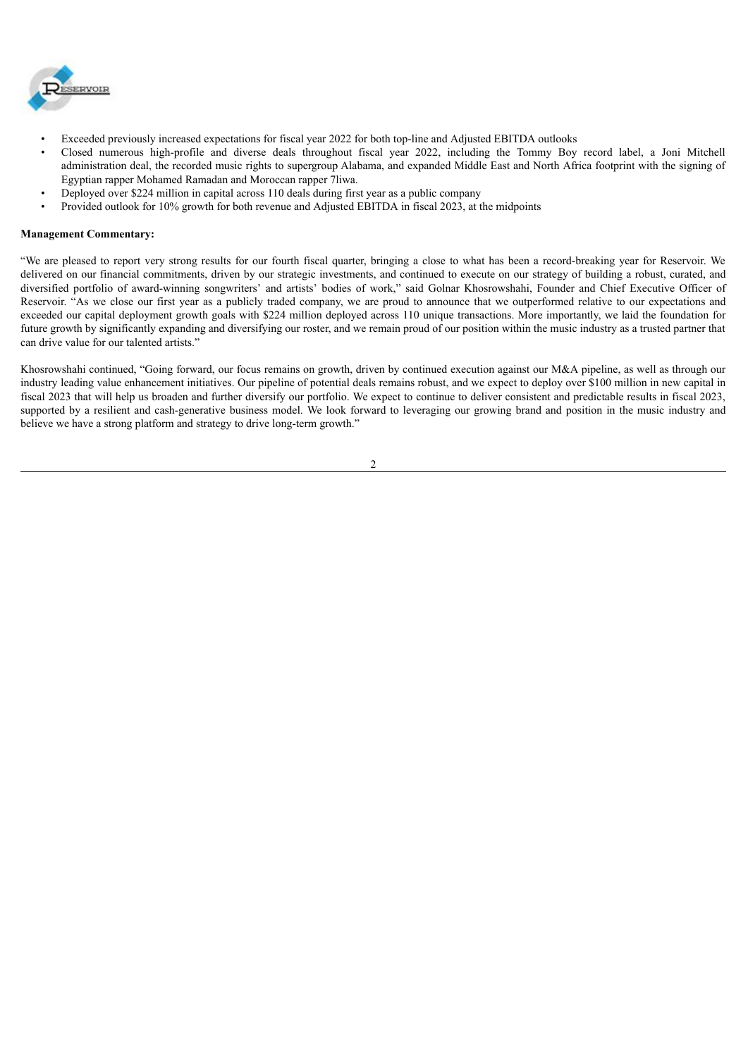- Exceeded previously increased expectations for fiscal year 2022 for both top-line and Adjusted EBITDA outlooks
- Closed numerous high-profile and diverse deals throughout fiscal year 2022, including the Tommy Boy record label, a Joni Mitchell administration deal, the recorded music rights to supergroup Alabama, and expanded Middle East and North Africa footprint with the signing of Egyptian rapper Mohamed Ramadan and Moroccan rapper 7liwa.
- Deployed over $224 million in capital across 110 deals during first year as a public company
- Provided outlook for 10% growth for both revenue and Adjusted EBITDA in fiscal 2023, at the midpoints

**Management Commentary:**

"We are pleased to report very strong results for our fourth fiscal quarter, bringing a close to what has been a record-breaking year for Reservoir. We delivered on our financial commitments, driven by our strategic investments, and continued to execute on our strategy of building a robust, curated, and diversified portfolio of award-winning songwriters' and artists' bodies of work," said Golnar Khosrowshahi, Founder and Chief Executive Officer of Reservoir. "As we close our first year as a publicly traded company, we are proud to announce that we outperformed relative to our expectations and exceeded our capital deployment growth goals with $224 million deployed across 110 unique transactions. More importantly, we laid the foundation for future growth by significantly expanding and diversifying our roster, and we remain proud of our position within the music industry as a trusted partner that can drive value for our talented artists."

Khosrowshahi continued, "Going forward, our focus remains on growth, driven by continued execution against our M&A pipeline, as well as through our industry leading value enhancement initiatives. Our pipeline of potential deals remains robust, and we expect to deploy over $100 million in new capital in fiscal 2023 that will help us broaden and further diversify our portfolio. We expect to continue to deliver consistent and predictable results in fiscal 2023, supported by a resilient and cash-generative business model. We look forward to leveraging our growing brand and position in the music industry and believe we have a strong platform and strategy to drive long-term growth."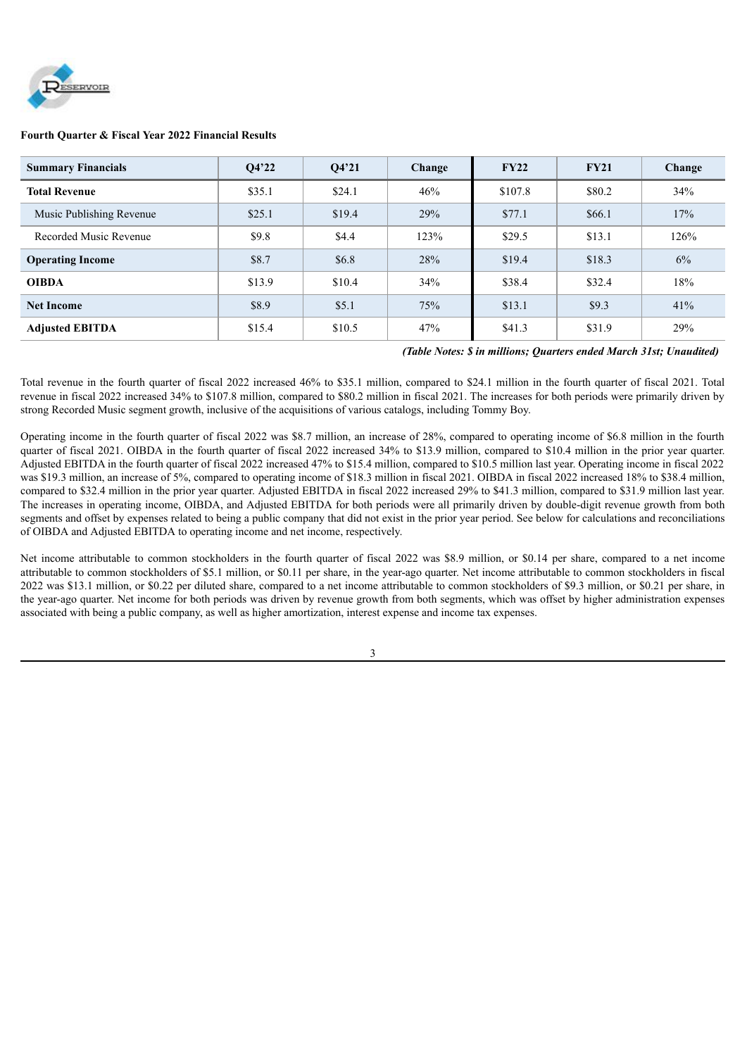**Fourth Quarter & Fiscal Year 2022 Financial Results**

| Summary Financials | Q4'22 | Q4'21 | Change | FY22 | FY21 | Change |
|---|---|---|---|---|---|---|
| **Total Revenue** | $35.1 | $24.1 | 46% | $107.8 | $80.2 | 34% |
| Music Publishing Revenue | $25.1 | $19.4 | 29% | $77.1 | $66.1 | 17% |
| Recorded Music Revenue | $9.8 | $4.4 | 123% | $29.5 | $13.1 | 126% |
| **Operating Income** | $8.7 | $6.8 | 28% | $19.4 | $18.3 | 6% |
| **OIBDA** | $13.9 | $10.4 | 34% | $38.4 | $32.4 | 18% |
| **Net Income** | $8.9 | $5.1 | 75% | $13.1 | $9.3 | 41% |
| **Adjusted EBITDA** | $15.4 | $10.5 | 47% | $41.3 | $31.9 | 29% |

*(Table Notes: $ in millions; Quarters ended March 31st; Unaudited)*

Total revenue in the fourth quarter of fiscal 2022 increased 46% to $35.1 million, compared to $24.1 million in the fourth quarter of fiscal 2021. Total revenue in fiscal 2022 increased 34% to $107.8 million, compared to $80.2 million in fiscal 2021. The increases for both periods were primarily driven by strong Recorded Music segment growth, inclusive of the acquisitions of various catalogs, including Tommy Boy.

Operating income in the fourth quarter of fiscal 2022 was $8.7 million, an increase of 28%, compared to operating income of $6.8 million in the fourth quarter of fiscal 2021. OIBDA in the fourth quarter of fiscal 2022 increased 34% to $13.9 million, compared to $10.4 million in the prior year quarter. Adjusted EBITDA in the fourth quarter of fiscal 2022 increased 47% to $15.4 million, compared to $10.5 million last year. Operating income in fiscal 2022 was $19.3 million, an increase of 5%, compared to operating income of $18.3 million in fiscal 2021. OIBDA in fiscal 2022 increased 18% to $38.4 million, compared to $32.4 million in the prior year quarter. Adjusted EBITDA in fiscal 2022 increased 29% to $41.3 million, compared to $31.9 million last year. The increases in operating income, OIBDA, and Adjusted EBITDA for both periods were all primarily driven by double-digit revenue growth from both segments and offset by expenses related to being a public company that did not exist in the prior year period. See below for calculations and reconciliations of OIBDA and Adjusted EBITDA to operating income and net income, respectively.

Net income attributable to common stockholders in the fourth quarter of fiscal 2022 was $8.9 million, or $0.14 per share, compared to a net income attributable to common stockholders of $5.1 million, or $0.11 per share, in the year-ago quarter. Net income attributable to common stockholders in fiscal 2022 was $13.1 million, or $0.22 per diluted share, compared to a net income attributable to common stockholders of $9.3 million, or $0.21 per share, in the year-ago quarter. Net income for both periods was driven by revenue growth from both segments, which was offset by higher administration expenses associated with being a public company, as well as higher amortization, interest expense and income tax expenses.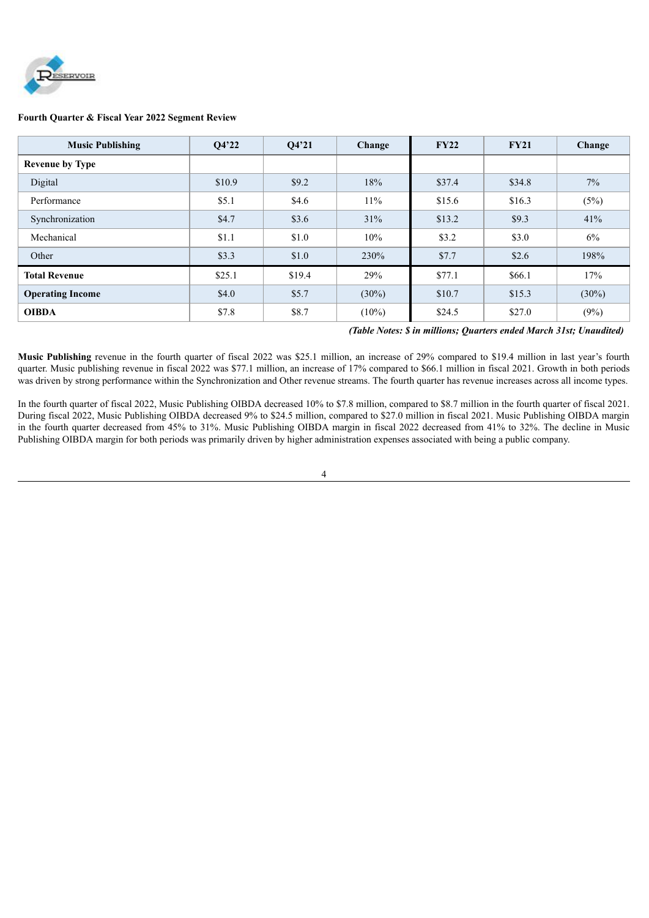**Fourth Quarter & Fiscal Year 2022 Segment Review**

| Music Publishing | Q4'22 | Q4'21 | Change | FY22 | FY21 | Change |
|---|---|---|---|---|---|---|
| **Revenue by Type** | | | | | | |
| Digital | $10.9 | $9.2 | 18% | $37.4 | $34.8 | 7% |
| Performance | $5.1 | $4.6 | 11% | $15.6 | $16.3 | (5%) |
| Synchronization | $4.7 | $3.6 | 31% | $13.2 | $9.3 | 41% |
| Mechanical | $1.1 | $1.0 | 10% | $3.2 | $3.0 | 6% |
| Other | $3.3 | $1.0 | 230% | $7.7 | $2.6 | 198% |
| **Total Revenue** | $25.1 | $19.4 | 29% | $77.1 | $66.1 | 17% |
| **Operating Income** | $4.0 | $5.7 | (30%) | $10.7 | $15.3 | (30%) |
| **OIBDA** | $7.8 | $8.7 | (10%) | $24.5 | $27.0 | (9%) |

***(Table Notes: $ in millions; Quarters ended March 31st; Unaudited)***

**Music Publishing** revenue in the fourth quarter of fiscal 2022 was $25.1 million, an increase of 29% compared to $19.4 million in last year's fourth quarter. Music publishing revenue in fiscal 2022 was $77.1 million, an increase of 17% compared to $66.1 million in fiscal 2021. Growth in both periods was driven by strong performance within the Synchronization and Other revenue streams. The fourth quarter has revenue increases across all income types.

In the fourth quarter of fiscal 2022, Music Publishing OIBDA decreased 10% to $7.8 million, compared to $8.7 million in the fourth quarter of fiscal 2021. During fiscal 2022, Music Publishing OIBDA decreased 9% to $24.5 million, compared to $27.0 million in fiscal 2021. Music Publishing OIBDA margin in the fourth quarter decreased from 45% to 31%. Music Publishing OIBDA margin in fiscal 2022 decreased from 41% to 32%. The decline in Music Publishing OIBDA margin for both periods was primarily driven by higher administration expenses associated with being a public company.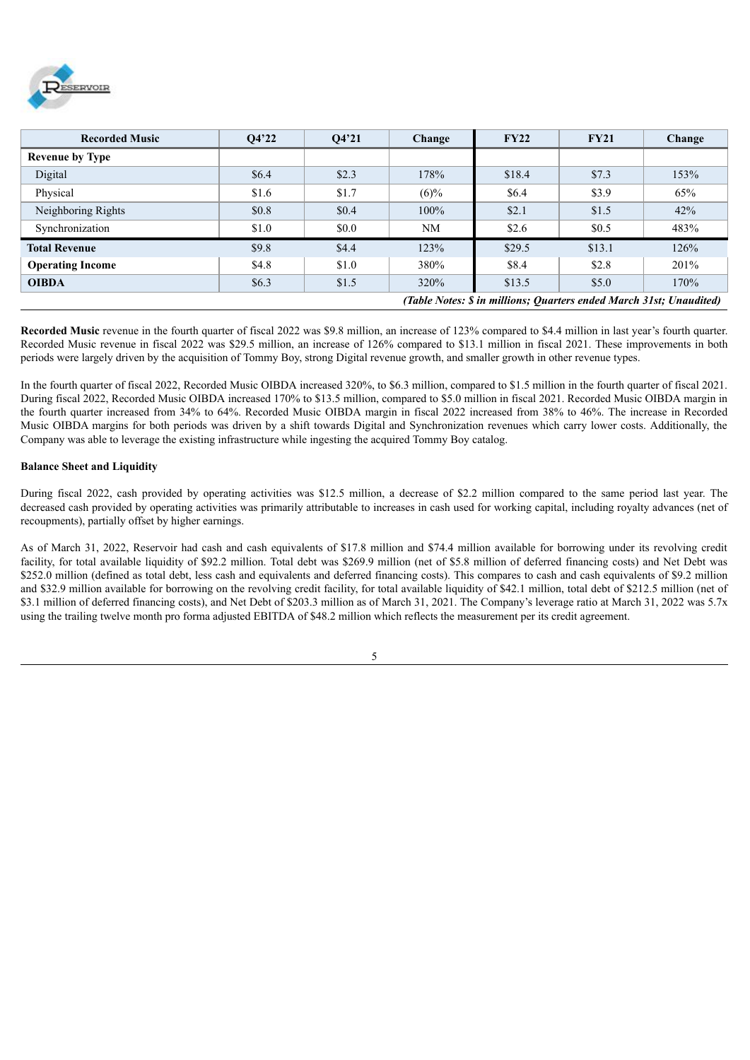| Recorded Music | Q4'22 | Q4'21 | Change | FY22 | FY21 | Change |
|---|---|---|---|---|---|---|
| **Revenue by Type** | | | | | | |
| Digital | $6.4 | $2.3 | 178% | $18.4 | $7.3 | 153% |
| Physical | $1.6 | $1.7 | (6)% | $6.4 | $3.9 | 65% |
| Neighboring Rights | $0.8 | $0.4 | 100% | $2.1 | $1.5 | 42% |
| Synchronization | $1.0 | $0.0 | NM | $2.6 | $0.5 | 483% |
| **Total Revenue** | $9.8 | $4.4 | 123% | $29.5 | $13.1 | 126% |
| **Operating Income** | $4.8 | $1.0 | 380% | $8.4 | $2.8 | 201% |
| **OIBDA** | $6.3 | $1.5 | 320% | $13.5 | $5.0 | 170% |

***(Table Notes: $ in millions; Quarters ended March 31st; Unaudited)***

**Recorded Music** revenue in the fourth quarter of fiscal 2022 was $9.8 million, an increase of 123% compared to $4.4 million in last year's fourth quarter. Recorded Music revenue in fiscal 2022 was $29.5 million, an increase of 126% compared to $13.1 million in fiscal 2021. These improvements in both periods were largely driven by the acquisition of Tommy Boy, strong Digital revenue growth, and smaller growth in other revenue types.

In the fourth quarter of fiscal 2022, Recorded Music OIBDA increased 320%, to $6.3 million, compared to $1.5 million in the fourth quarter of fiscal 2021. During fiscal 2022, Recorded Music OIBDA increased 170% to $13.5 million, compared to $5.0 million in fiscal 2021. Recorded Music OIBDA margin in the fourth quarter increased from 34% to 64%. Recorded Music OIBDA margin in fiscal 2022 increased from 38% to 46%. The increase in Recorded Music OIBDA margins for both periods was driven by a shift towards Digital and Synchronization revenues which carry lower costs. Additionally, the Company was able to leverage the existing infrastructure while ingesting the acquired Tommy Boy catalog.

**Balance Sheet and Liquidity**

During fiscal 2022, cash provided by operating activities was $12.5 million, a decrease of $2.2 million compared to the same period last year. The decreased cash provided by operating activities was primarily attributable to increases in cash used for working capital, including royalty advances (net of recoupments), partially offset by higher earnings.

As of March 31, 2022, Reservoir had cash and cash equivalents of $17.8 million and $74.4 million available for borrowing under its revolving credit facility, for total available liquidity of $92.2 million. Total debt was $269.9 million (net of $5.8 million of deferred financing costs) and Net Debt was $252.0 million (defined as total debt, less cash and equivalents and deferred financing costs). This compares to cash and cash equivalents of $9.2 million and $32.9 million available for borrowing on the revolving credit facility, for total available liquidity of $42.1 million, total debt of $212.5 million (net of $3.1 million of deferred financing costs), and Net Debt of $203.3 million as of March 31, 2021. The Company's leverage ratio at March 31, 2022 was 5.7x using the trailing twelve month pro forma adjusted EBITDA of $48.2 million which reflects the measurement per its credit agreement.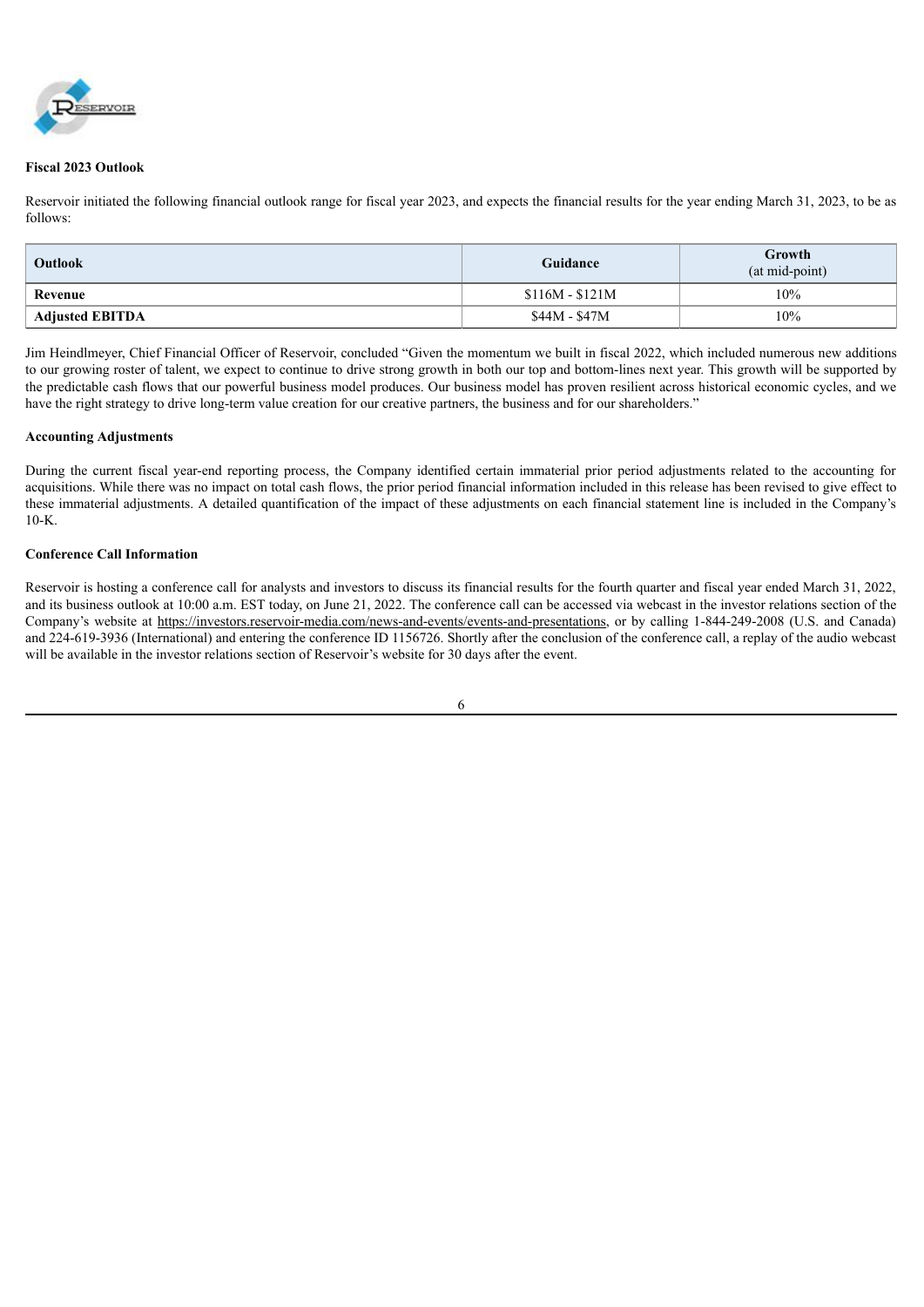**Fiscal 2023 Outlook**

Reservoir initiated the following financial outlook range for fiscal year 2023, and expects the financial results for the year ending March 31, 2023, to be as follows:

| Outlook | Guidance | Growth (at mid-point) |
|---|---|---|
| **Revenue** | $116M - $121M | 10% |
| **Adjusted EBITDA** | $44M - $47M | 10% |

Jim Heindlmeyer, Chief Financial Officer of Reservoir, concluded "Given the momentum we built in fiscal 2022, which included numerous new additions to our growing roster of talent, we expect to continue to drive strong growth in both our top and bottom-lines next year. This growth will be supported by the predictable cash flows that our powerful business model produces. Our business model has proven resilient across historical economic cycles, and we have the right strategy to drive long-term value creation for our creative partners, the business and for our shareholders."

**Accounting Adjustments**

During the current fiscal year-end reporting process, the Company identified certain immaterial prior period adjustments related to the accounting for acquisitions. While there was no impact on total cash flows, the prior period financial information included in this release has been revised to give effect to these immaterial adjustments. A detailed quantification of the impact of these adjustments on each financial statement line is included in the Company's 10-K.

**Conference Call Information**

Reservoir is hosting a conference call for analysts and investors to discuss its financial results for the fourth quarter and fiscal year ended March 31, 2022, and its business outlook at 10:00 a.m. EST today, on June 21, 2022. The conference call can be accessed via webcast in the investor relations section of the Company's website at https://investors.reservoir-media.com/news-and-events/events-and-presentations, or by calling 1-844-249-2008 (U.S. and Canada) and 224-619-3936 (International) and entering the conference ID 1156726. Shortly after the conclusion of the conference call, a replay of the audio webcast will be available in the investor relations section of Reservoir's website for 30 days after the event.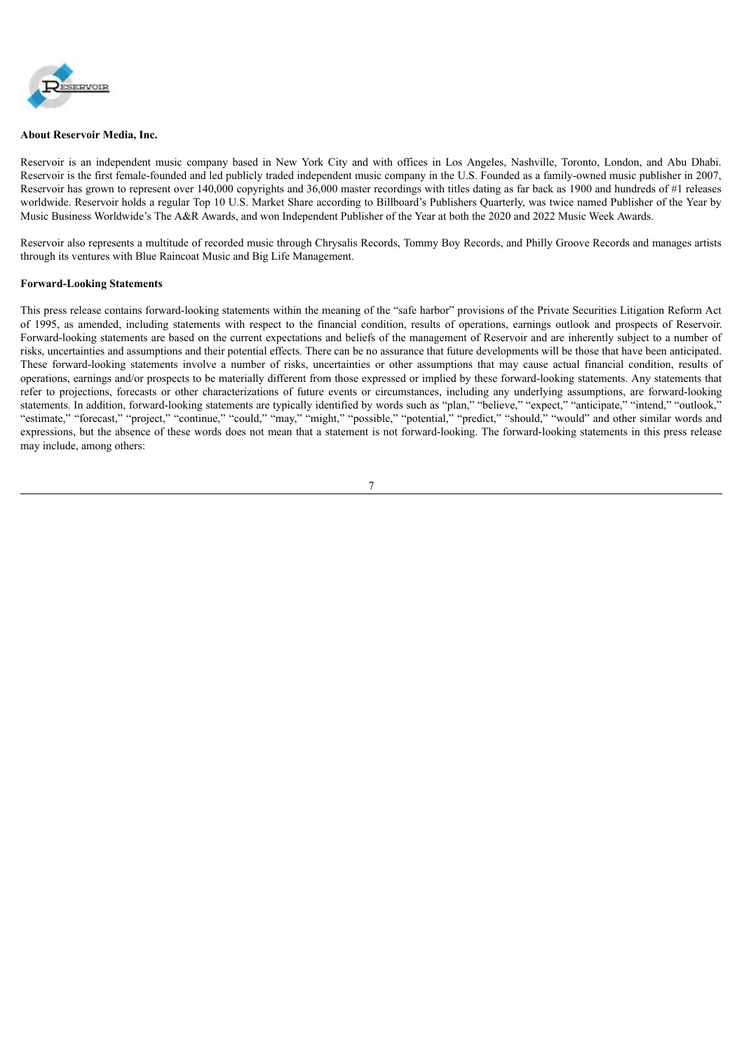**About Reservoir Media, Inc.**

Reservoir is an independent music company based in New York City and with offices in Los Angeles, Nashville, Toronto, London, and Abu Dhabi. Reservoir is the first female-founded and led publicly traded independent music company in the U.S. Founded as a family-owned music publisher in 2007, Reservoir has grown to represent over 140,000 copyrights and 36,000 master recordings with titles dating as far back as 1900 and hundreds of #1 releases worldwide. Reservoir holds a regular Top 10 U.S. Market Share according to Billboard's Publishers Quarterly, was twice named Publisher of the Year by Music Business Worldwide's The A&R Awards, and won Independent Publisher of the Year at both the 2020 and 2022 Music Week Awards.

Reservoir also represents a multitude of recorded music through Chrysalis Records, Tommy Boy Records, and Philly Groove Records and manages artists through its ventures with Blue Raincoat Music and Big Life Management.

**Forward-Looking Statements**

This press release contains forward-looking statements within the meaning of the "safe harbor" provisions of the Private Securities Litigation Reform Act of 1995, as amended, including statements with respect to the financial condition, results of operations, earnings outlook and prospects of Reservoir. Forward-looking statements are based on the current expectations and beliefs of the management of Reservoir and are inherently subject to a number of risks, uncertainties and assumptions and their potential effects. There can be no assurance that future developments will be those that have been anticipated. These forward-looking statements involve a number of risks, uncertainties or other assumptions that may cause actual financial condition, results of operations, earnings and/or prospects to be materially different from those expressed or implied by these forward-looking statements. Any statements that refer to projections, forecasts or other characterizations of future events or circumstances, including any underlying assumptions, are forward-looking statements. In addition, forward-looking statements are typically identified by words such as "plan," "believe," "expect," "anticipate," "intend," "outlook," "estimate," "forecast," "project," "continue," "could," "may," "might," "possible," "potential," "predict," "should," "would" and other similar words and expressions, but the absence of these words does not mean that a statement is not forward-looking. The forward-looking statements in this press release may include, among others: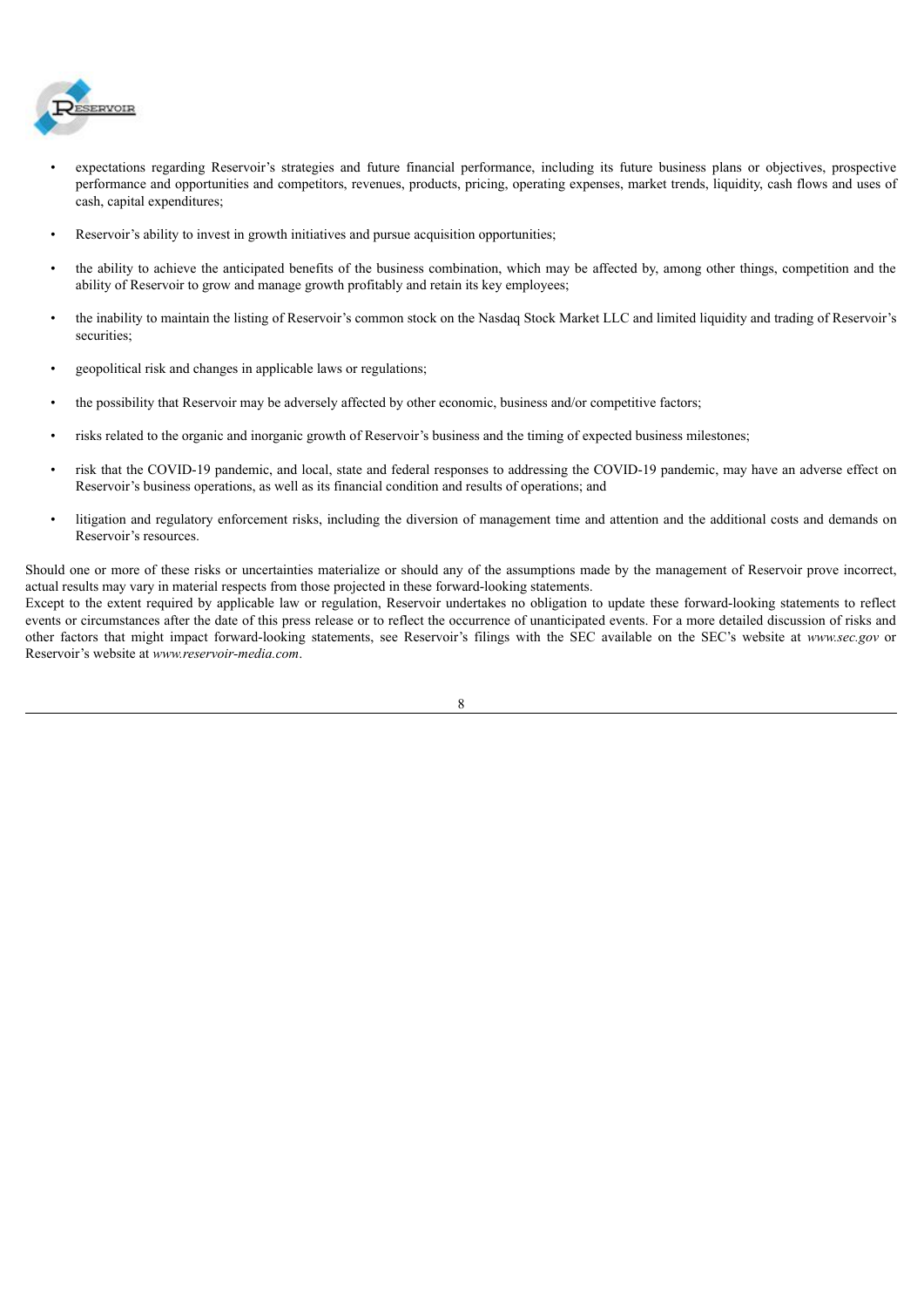- expectations regarding Reservoir's strategies and future financial performance, including its future business plans or objectives, prospective performance and opportunities and competitors, revenues, products, pricing, operating expenses, market trends, liquidity, cash flows and uses of cash, capital expenditures;
- Reservoir's ability to invest in growth initiatives and pursue acquisition opportunities;
- the ability to achieve the anticipated benefits of the business combination, which may be affected by, among other things, competition and the ability of Reservoir to grow and manage growth profitably and retain its key employees;
- the inability to maintain the listing of Reservoir's common stock on the Nasdaq Stock Market LLC and limited liquidity and trading of Reservoir's securities;
- geopolitical risk and changes in applicable laws or regulations;
- the possibility that Reservoir may be adversely affected by other economic, business and/or competitive factors;
- risks related to the organic and inorganic growth of Reservoir's business and the timing of expected business milestones;
- risk that the COVID-19 pandemic, and local, state and federal responses to addressing the COVID-19 pandemic, may have an adverse effect on Reservoir's business operations, as well as its financial condition and results of operations; and
- litigation and regulatory enforcement risks, including the diversion of management time and attention and the additional costs and demands on Reservoir's resources.

Should one or more of these risks or uncertainties materialize or should any of the assumptions made by the management of Reservoir prove incorrect, actual results may vary in material respects from those projected in these forward-looking statements.

Except to the extent required by applicable law or regulation, Reservoir undertakes no obligation to update these forward-looking statements to reflect events or circumstances after the date of this press release or to reflect the occurrence of unanticipated events. For a more detailed discussion of risks and other factors that might impact forward-looking statements, see Reservoir's filings with the SEC available on the SEC's website at *www.sec.gov* or Reservoir's website at *www.reservoir-media.com*.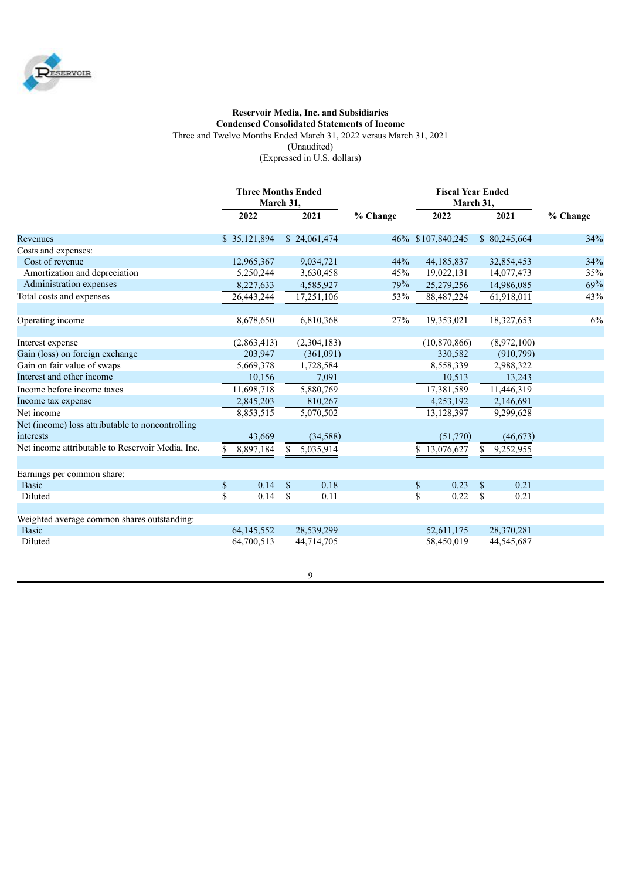**Reservoir Media, Inc. and Subsidiaries**
**Condensed Consolidated Statements of Income**
Three and Twelve Months Ended March 31, 2022 versus March 31, 2021
(Unaudited)
(Expressed in U.S. dollars)

| | Three Months Ended March 31, | | | Fiscal Year Ended March 31, | | |
|---|---|---|---|---|---|---|
| | 2022 | 2021 | % Change | 2022 | 2021 | % Change |
| Revenues | $ 35,121,894 | $ 24,061,474 | 46% | $ 107,840,245 | $ 80,245,664 | 34% |
| Costs and expenses: | | | | | | |
| Cost of revenue | 12,965,367 | 9,034,721 | 44% | 44,185,837 | 32,854,453 | 34% |
| Amortization and depreciation | 5,250,244 | 3,630,458 | 45% | 19,022,131 | 14,077,473 | 35% |
| Administration expenses | 8,227,633 | 4,585,927 | 79% | 25,279,256 | 14,986,085 | 69% |
| Total costs and expenses | 26,443,244 | 17,251,106 | 53% | 88,487,224 | 61,918,011 | 43% |
| Operating income | 8,678,650 | 6,810,368 | 27% | 19,353,021 | 18,327,653 | 6% |
| Interest expense | (2,863,413) | (2,304,183) | | (10,870,866) | (8,972,100) | |
| Gain (loss) on foreign exchange | 203,947 | (361,091) | | 330,582 | (910,799) | |
| Gain on fair value of swaps | 5,669,378 | 1,728,584 | | 8,558,339 | 2,988,322 | |
| Interest and other income | 10,156 | 7,091 | | 10,513 | 13,243 | |
| Income before income taxes | 11,698,718 | 5,880,769 | | 17,381,589 | 11,446,319 | |
| Income tax expense | 2,845,203 | 810,267 | | 4,253,192 | 2,146,691 | |
| Net income | 8,853,515 | 5,070,502 | | 13,128,397 | 9,299,628 | |
| Net (income) loss attributable to noncontrolling interests | 43,669 | (34,588) | | (51,770) | (46,673) | |
| Net income attributable to Reservoir Media, Inc. | $ 8,897,184 | $ 5,035,914 | | $ 13,076,627 | $ 9,252,955 | |
| Earnings per common share: | | | | | | |
| Basic | $ 0.14 | $ 0.18 | | $ 0.23 | $ 0.21 | |
| Diluted | $ 0.14 | $ 0.11 | | $ 0.22 | $ 0.21 | |
| Weighted average common shares outstanding: | | | | | | |
| Basic | 64,145,552 | 28,539,299 | | 52,611,175 | 28,370,281 | |
| Diluted | 64,700,513 | 44,714,705 | | 58,450,019 | 44,545,687 | |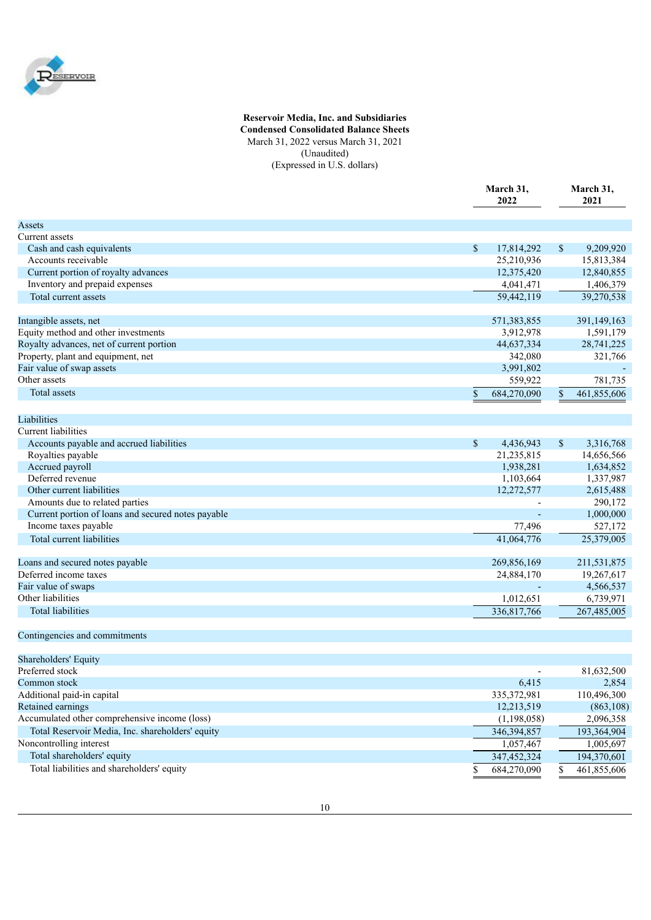**Reservoir Media, Inc. and Subsidiaries**
**Condensed Consolidated Balance Sheets**
March 31, 2022 versus March 31, 2021
(Unaudited)
(Expressed in U.S. dollars)

| | March 31, 2022 | March 31, 2021 |
|---|---|---|
| Assets | | |
| Current assets | | |
| Cash and cash equivalents | $ 17,814,292 | $ 9,209,920 |
| Accounts receivable | 25,210,936 | 15,813,384 |
| Current portion of royalty advances | 12,375,420 | 12,840,855 |
| Inventory and prepaid expenses | 4,041,471 | 1,406,379 |
| Total current assets | 59,442,119 | 39,270,538 |
| | | |
| Intangible assets, net | 571,383,855 | 391,149,163 |
| Equity method and other investments | 3,912,978 | 1,591,179 |
| Royalty advances, net of current portion | 44,637,334 | 28,741,225 |
| Property, plant and equipment, net | 342,080 | 321,766 |
| Fair value of swap assets | 3,991,802 | - |
| Other assets | 559,922 | 781,735 |
| Total assets | $ 684,270,090 | $ 461,855,606 |
| | | |
| Liabilities | | |
| Current liabilities | | |
| Accounts payable and accrued liabilities | $ 4,436,943 | $ 3,316,768 |
| Royalties payable | 21,235,815 | 14,656,566 |
| Accrued payroll | 1,938,281 | 1,634,852 |
| Deferred revenue | 1,103,664 | 1,337,987 |
| Other current liabilities | 12,272,577 | 2,615,488 |
| Amounts due to related parties | - | 290,172 |
| Current portion of loans and secured notes payable | - | 1,000,000 |
| Income taxes payable | 77,496 | 527,172 |
| Total current liabilities | 41,064,776 | 25,379,005 |
| | | |
| Loans and secured notes payable | 269,856,169 | 211,531,875 |
| Deferred income taxes | 24,884,170 | 19,267,617 |
| Fair value of swaps | - | 4,566,537 |
| Other liabilities | 1,012,651 | 6,739,971 |
| Total liabilities | 336,817,766 | 267,485,005 |
| | | |
| Contingencies and commitments | | |
| | | |
| Shareholders' Equity | | |
| Preferred stock | - | 81,632,500 |
| Common stock | 6,415 | 2,854 |
| Additional paid-in capital | 335,372,981 | 110,496,300 |
| Retained earnings | 12,213,519 | (863,108) |
| Accumulated other comprehensive income (loss) | (1,198,058) | 2,096,358 |
| Total Reservoir Media, Inc. shareholders' equity | 346,394,857 | 193,364,904 |
| Noncontrolling interest | 1,057,467 | 1,005,697 |
| Total shareholders' equity | 347,452,324 | 194,370,601 |
| Total liabilities and shareholders' equity | $ 684,270,090 | $ 461,855,606 |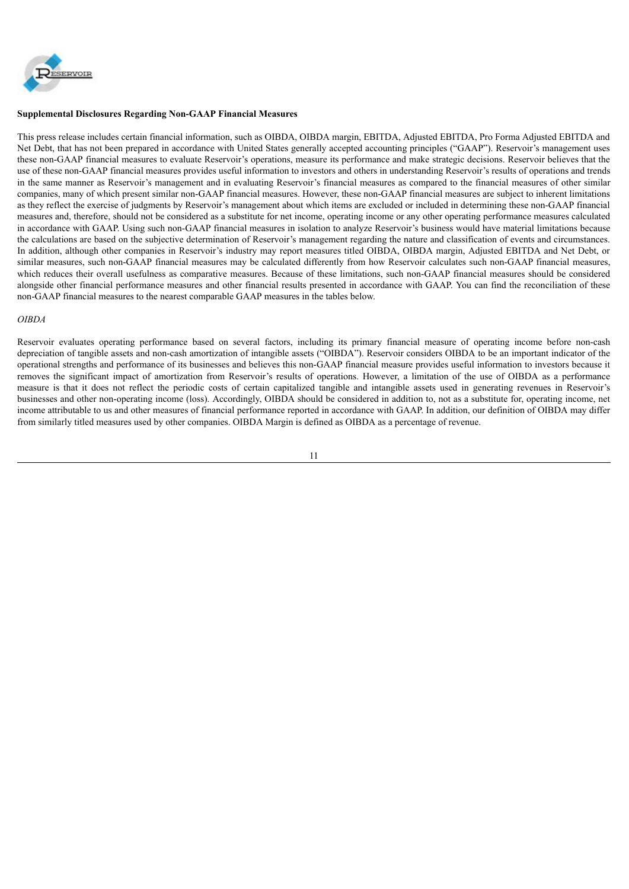**Supplemental Disclosures Regarding Non-GAAP Financial Measures**

This press release includes certain financial information, such as OIBDA, OIBDA margin, EBITDA, Adjusted EBITDA, Pro Forma Adjusted EBITDA and Net Debt, that has not been prepared in accordance with United States generally accepted accounting principles ("GAAP"). Reservoir's management uses these non-GAAP financial measures to evaluate Reservoir's operations, measure its performance and make strategic decisions. Reservoir believes that the use of these non-GAAP financial measures provides useful information to investors and others in understanding Reservoir's results of operations and trends in the same manner as Reservoir's management and in evaluating Reservoir's financial measures as compared to the financial measures of other similar companies, many of which present similar non-GAAP financial measures. However, these non-GAAP financial measures are subject to inherent limitations as they reflect the exercise of judgments by Reservoir's management about which items are excluded or included in determining these non-GAAP financial measures and, therefore, should not be considered as a substitute for net income, operating income or any other operating performance measures calculated in accordance with GAAP. Using such non-GAAP financial measures in isolation to analyze Reservoir's business would have material limitations because the calculations are based on the subjective determination of Reservoir's management regarding the nature and classification of events and circumstances. In addition, although other companies in Reservoir's industry may report measures titled OIBDA, OIBDA margin, Adjusted EBITDA and Net Debt, or similar measures, such non-GAAP financial measures may be calculated differently from how Reservoir calculates such non-GAAP financial measures, which reduces their overall usefulness as comparative measures. Because of these limitations, such non-GAAP financial measures should be considered alongside other financial performance measures and other financial results presented in accordance with GAAP. You can find the reconciliation of these non-GAAP financial measures to the nearest comparable GAAP measures in the tables below.

*OIBDA*

Reservoir evaluates operating performance based on several factors, including its primary financial measure of operating income before non-cash depreciation of tangible assets and non-cash amortization of intangible assets ("OIBDA"). Reservoir considers OIBDA to be an important indicator of the operational strengths and performance of its businesses and believes this non-GAAP financial measure provides useful information to investors because it removes the significant impact of amortization from Reservoir's results of operations. However, a limitation of the use of OIBDA as a performance measure is that it does not reflect the periodic costs of certain capitalized tangible and intangible assets used in generating revenues in Reservoir's businesses and other non-operating income (loss). Accordingly, OIBDA should be considered in addition to, not as a substitute for, operating income, net income attributable to us and other measures of financial performance reported in accordance with GAAP. In addition, our definition of OIBDA may differ from similarly titled measures used by other companies. OIBDA Margin is defined as OIBDA as a percentage of revenue.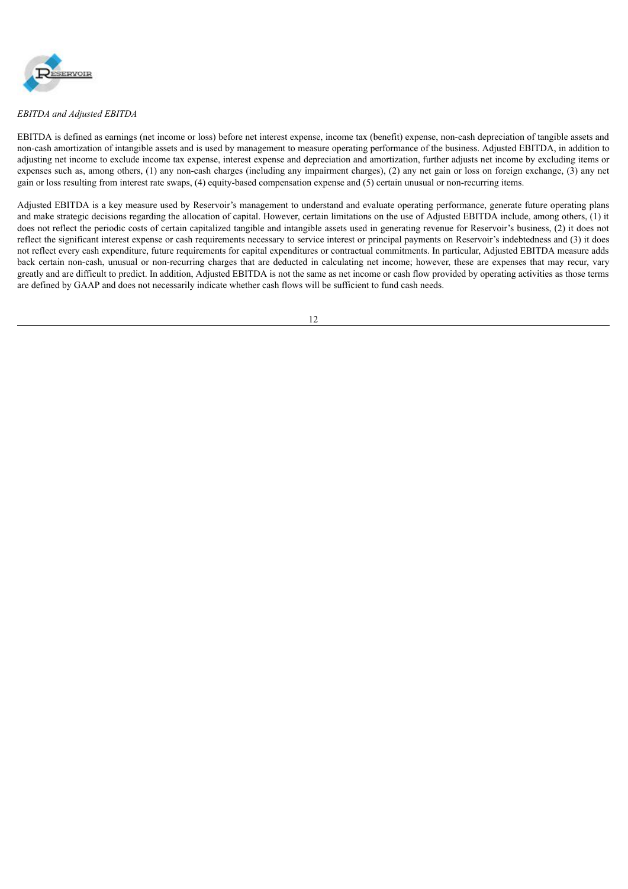*EBITDA and Adjusted EBITDA*

EBITDA is defined as earnings (net income or loss) before net interest expense, income tax (benefit) expense, non-cash depreciation of tangible assets and non-cash amortization of intangible assets and is used by management to measure operating performance of the business. Adjusted EBITDA, in addition to adjusting net income to exclude income tax expense, interest expense and depreciation and amortization, further adjusts net income by excluding items or expenses such as, among others, (1) any non-cash charges (including any impairment charges), (2) any net gain or loss on foreign exchange, (3) any net gain or loss resulting from interest rate swaps, (4) equity-based compensation expense and (5) certain unusual or non-recurring items.

Adjusted EBITDA is a key measure used by Reservoir's management to understand and evaluate operating performance, generate future operating plans and make strategic decisions regarding the allocation of capital. However, certain limitations on the use of Adjusted EBITDA include, among others, (1) it does not reflect the periodic costs of certain capitalized tangible and intangible assets used in generating revenue for Reservoir's business, (2) it does not reflect the significant interest expense or cash requirements necessary to service interest or principal payments on Reservoir's indebtedness and (3) it does not reflect every cash expenditure, future requirements for capital expenditures or contractual commitments. In particular, Adjusted EBITDA measure adds back certain non-cash, unusual or non-recurring charges that are deducted in calculating net income; however, these are expenses that may recur, vary greatly and are difficult to predict. In addition, Adjusted EBITDA is not the same as net income or cash flow provided by operating activities as those terms are defined by GAAP and does not necessarily indicate whether cash flows will be sufficient to fund cash needs.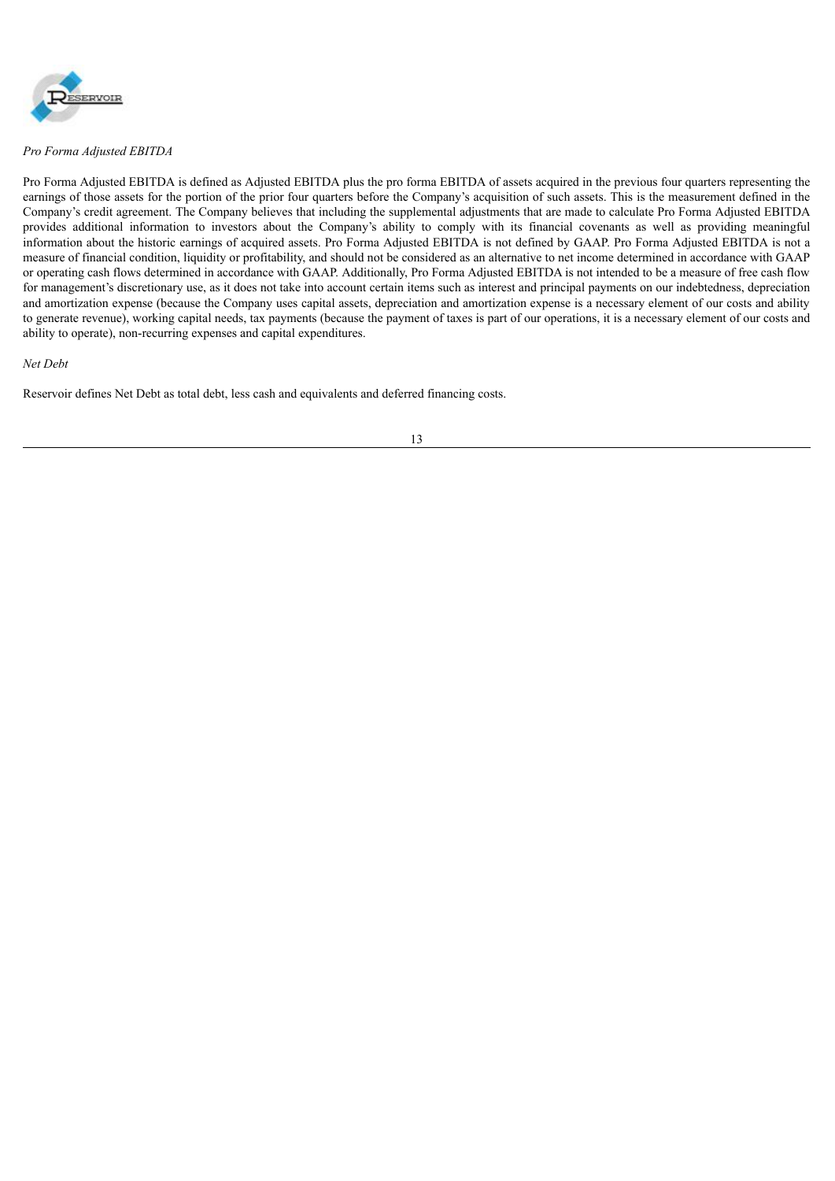*Pro Forma Adjusted EBITDA*

Pro Forma Adjusted EBITDA is defined as Adjusted EBITDA plus the pro forma EBITDA of assets acquired in the previous four quarters representing the earnings of those assets for the portion of the prior four quarters before the Company's acquisition of such assets. This is the measurement defined in the Company's credit agreement. The Company believes that including the supplemental adjustments that are made to calculate Pro Forma Adjusted EBITDA provides additional information to investors about the Company's ability to comply with its financial covenants as well as providing meaningful information about the historic earnings of acquired assets. Pro Forma Adjusted EBITDA is not defined by GAAP. Pro Forma Adjusted EBITDA is not a measure of financial condition, liquidity or profitability, and should not be considered as an alternative to net income determined in accordance with GAAP or operating cash flows determined in accordance with GAAP. Additionally, Pro Forma Adjusted EBITDA is not intended to be a measure of free cash flow for management's discretionary use, as it does not take into account certain items such as interest and principal payments on our indebtedness, depreciation and amortization expense (because the Company uses capital assets, depreciation and amortization expense is a necessary element of our costs and ability to generate revenue), working capital needs, tax payments (because the payment of taxes is part of our operations, it is a necessary element of our costs and ability to operate), non-recurring expenses and capital expenditures.

*Net Debt*

Reservoir defines Net Debt as total debt, less cash and equivalents and deferred financing costs.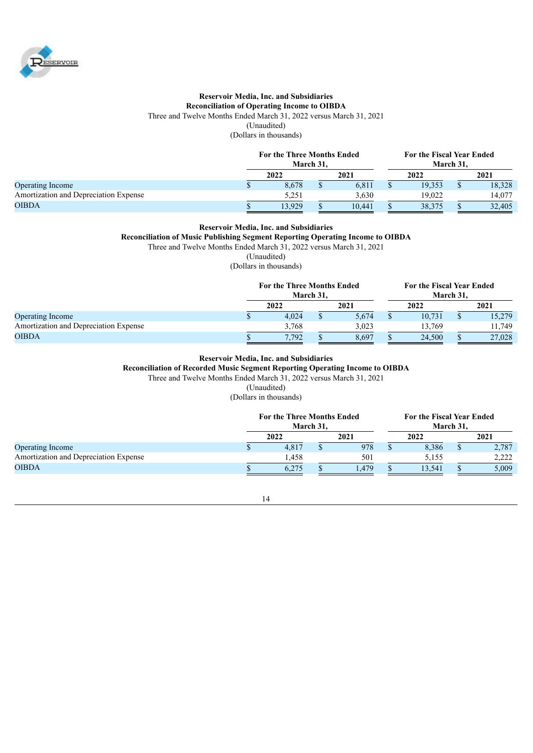**Reservoir Media, Inc. and Subsidiaries**
**Reconciliation of Operating Income to OIBDA**
Three and Twelve Months Ended March 31, 2022 versus March 31, 2021
(Unaudited)
(Dollars in thousands)

| | For the Three Months Ended March 31, | | For the Fiscal Year Ended March 31, | |
|---|---|---|---|---|
| | 2022 | 2021 | 2022 | 2021 |
| Operating Income | $ 8,678 | $ 6,811 | $ 19,353 | $ 18,328 |
| Amortization and Depreciation Expense | 5,251 | 3,630 | 19,022 | 14,077 |
| OIBDA | $ 13,929 | $ 10,441 | $ 38,375 | $ 32,405 |

**Reservoir Media, Inc. and Subsidiaries**
**Reconciliation of Music Publishing Segment Reporting Operating Income to OIBDA**
Three and Twelve Months Ended March 31, 2022 versus March 31, 2021
(Unaudited)
(Dollars in thousands)

| | For the Three Months Ended March 31, | | For the Fiscal Year Ended March 31, | |
|---|---|---|---|---|
| | 2022 | 2021 | 2022 | 2021 |
| Operating Income | $ 4,024 | $ 5,674 | $ 10,731 | $ 15,279 |
| Amortization and Depreciation Expense | 3,768 | 3,023 | 13,769 | 11,749 |
| OIBDA | $ 7,792 | $ 8,697 | $ 24,500 | $ 27,028 |

**Reservoir Media, Inc. and Subsidiaries**
**Reconciliation of Recorded Music Segment Reporting Operating Income to OIBDA**
Three and Twelve Months Ended March 31, 2022 versus March 31, 2021
(Unaudited)
(Dollars in thousands)

| | For the Three Months Ended March 31, | | For the Fiscal Year Ended March 31, | |
|---|---|---|---|---|
| | 2022 | 2021 | 2022 | 2021 |
| Operating Income | $ 4,817 | $ 978 | $ 8,386 | $ 2,787 |
| Amortization and Depreciation Expense | 1,458 | 501 | 5,155 | 2,222 |
| OIBDA | $ 6,275 | $ 1,479 | $ 13,541 | $ 5,009 |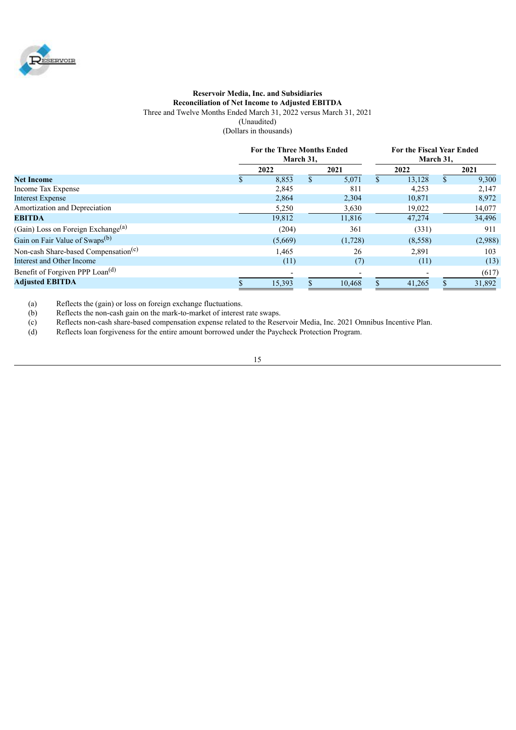**Reservoir Media, Inc. and Subsidiaries**
**Reconciliation of Net Income to Adjusted EBITDA**
Three and Twelve Months Ended March 31, 2022 versus March 31, 2021
(Unaudited)
(Dollars in thousands)

| | For the Three Months Ended March 31, | | For the Fiscal Year Ended March 31, | |
|---|---|---|---|---|
| | 2022 | 2021 | 2022 | 2021 |
| **Net Income** | $ 8,853 | $ 5,071 | $ 13,128 | $ 9,300 |
| Income Tax Expense | 2,845 | 811 | 4,253 | 2,147 |
| Interest Expense | 2,864 | 2,304 | 10,871 | 8,972 |
| Amortization and Depreciation | 5,250 | 3,630 | 19,022 | 14,077 |
| **EBITDA** | 19,812 | 11,816 | 47,274 | 34,496 |
| (Gain) Loss on Foreign Exchange[(a)] | (204) | 361 | (331) | 911 |
| Gain on Fair Value of Swaps[(b)] | (5,669) | (1,728) | (8,558) | (2,988) |
| Non-cash Share-based Compensation[(c)] | 1,465 | 26 | 2,891 | 103 |
| Interest and Other Income | (11) | (7) | (11) | (13) |
| Benefit of Forgiven PPP Loan[(d)] | - | - | - | (617) |
| **Adjusted EBITDA** | $ 15,393 | $ 10,468 | $ 41,265 | $ 31,892 |

(a) Reflects the (gain) or loss on foreign exchange fluctuations.
(b) Reflects the non-cash gain on the mark-to-market of interest rate swaps.
(c) Reflects non-cash share-based compensation expense related to the Reservoir Media, Inc. 2021 Omnibus Incentive Plan.
(d) Reflects loan forgiveness for the entire amount borrowed under the Paycheck Protection Program.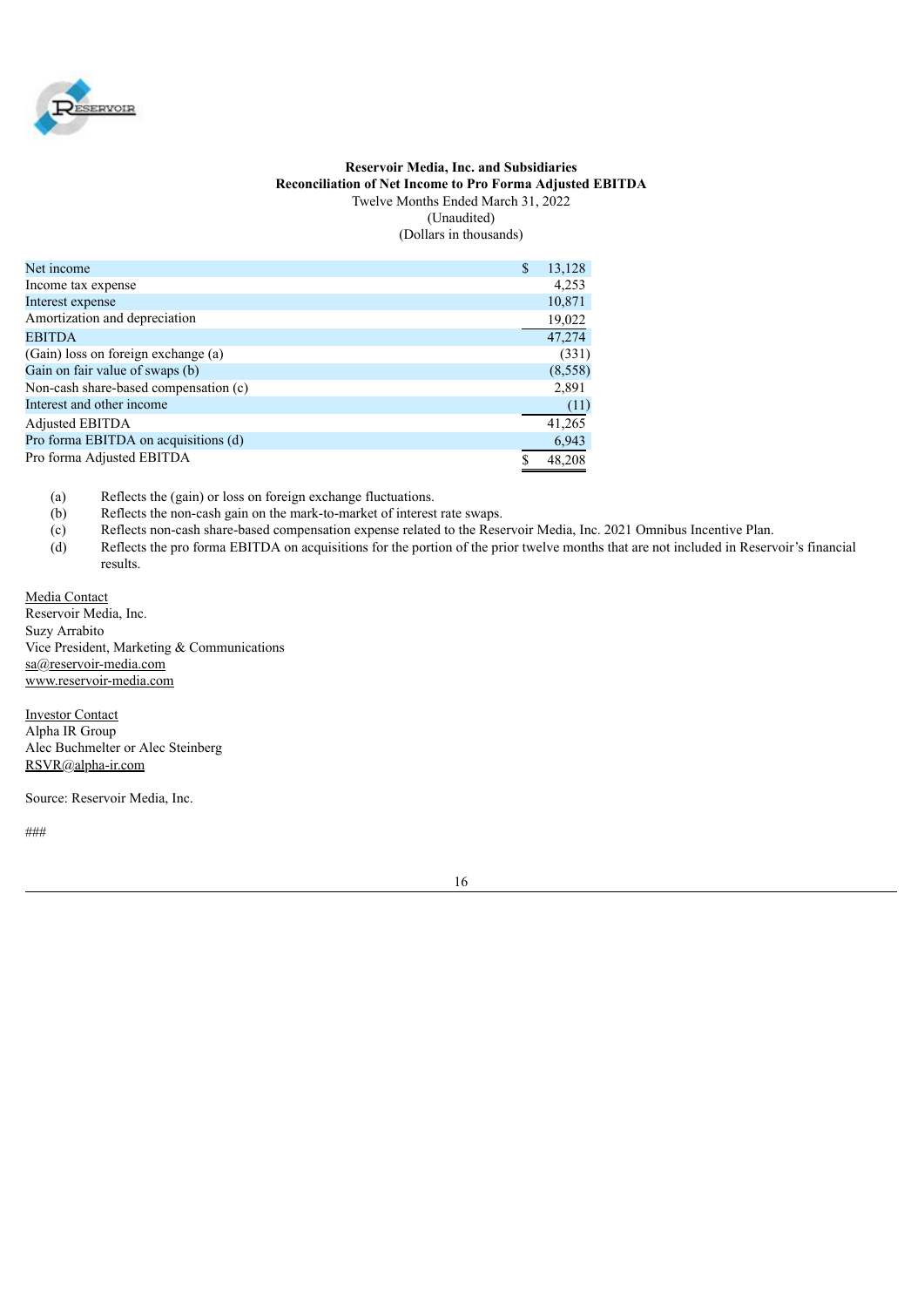**Reservoir Media, Inc. and Subsidiaries**
**Reconciliation of Net Income to Pro Forma Adjusted EBITDA**
Twelve Months Ended March 31, 2022
(Unaudited)
(Dollars in thousands)

| | |
|---|---|
| Net income | $ 13,128 |
| Income tax expense | 4,253 |
| Interest expense | 10,871 |
| Amortization and depreciation | 19,022 |
| EBITDA | 47,274 |
| (Gain) loss on foreign exchange (a) | (331) |
| Gain on fair value of swaps (b) | (8,558) |
| Non-cash share-based compensation (c) | 2,891 |
| Interest and other income | (11) |
| Adjusted EBITDA | 41,265 |
| Pro forma EBITDA on acquisitions (d) | 6,943 |
| Pro forma Adjusted EBITDA | $ 48,208 |

(a) Reflects the (gain) or loss on foreign exchange fluctuations.

(b) Reflects the non-cash gain on the mark-to-market of interest rate swaps.

(c) Reflects non-cash share-based compensation expense related to the Reservoir Media, Inc. 2021 Omnibus Incentive Plan.

(d) Reflects the pro forma EBITDA on acquisitions for the portion of the prior twelve months that are not included in Reservoir's financial results.

Media Contact
Reservoir Media, Inc.
Suzy Arrabito
Vice President, Marketing & Communications
sa@reservoir-media.com
www.reservoir-media.com

Investor Contact
Alpha IR Group
Alec Buchmelter or Alec Steinberg
RSVR@alpha-ir.com

Source: Reservoir Media, Inc.

###